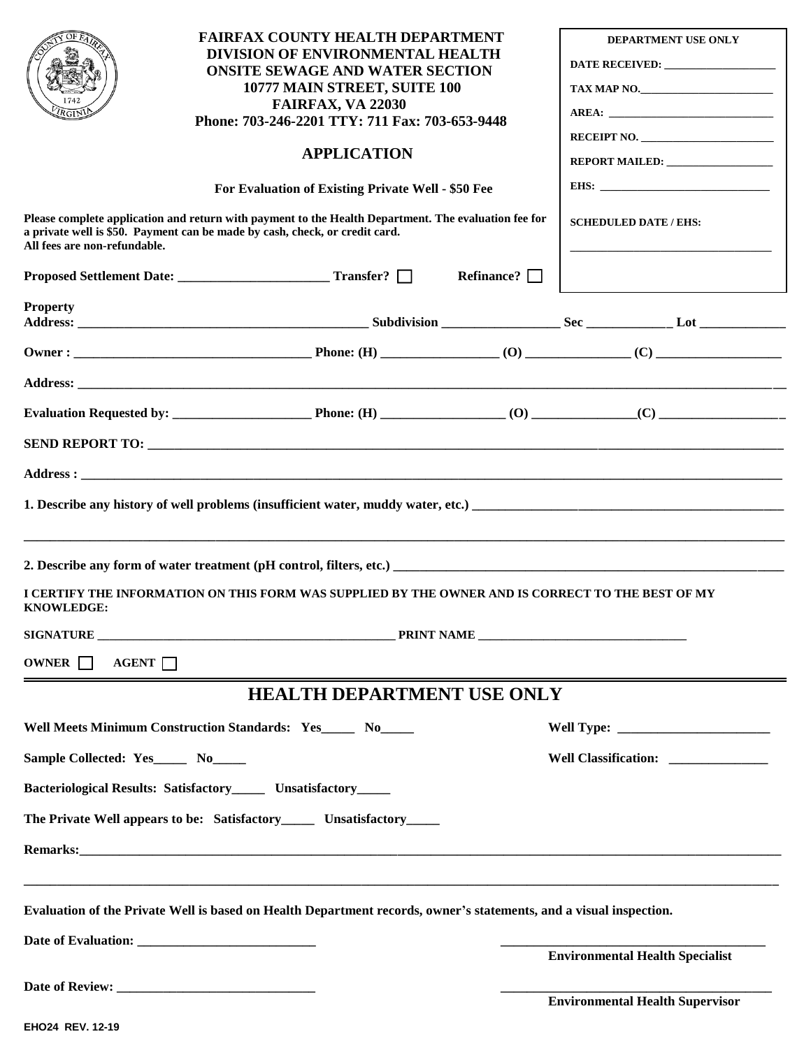**FAIRFAX COUNTY HEALTH DEPARTMENT**
**DIVISION OF ENVIRONMENTAL HEALTH**
**ONSITE SEWAGE AND WATER SECTION**
**10777 MAIN STREET, SUITE 100**
**FAIRFAX, VA 22030**
**Phone: 703-246-2201 TTY: 711 Fax: 703-653-9448**

| DEPARTMENT USE ONLY |
|---|
| DATE RECEIVED: ____________________ |
| TAX MAP NO.________________________ |
| AREA: ____________________________ |
| RECEIPT NO. _______________________ |
| REPORT MAILED: ___________________ |
| EHS: _____________________________ |
| SCHEDULED DATE / EHS: ____________________ |

# APPLICATION

**For Evaluation of Existing Private Well - $50 Fee**

**Please complete application and return with payment to the Health Department. The evaluation fee for a private well is $50. Payment can be made by cash, check, or credit card.**
**All fees are non-refundable.**

**Proposed Settlement Date:** ______________________ **Transfer?** ☐ **Refinance?** ☐

**Property Address:** ____________________________________________ **Subdivision** __________________ **Sec** _____________ **Lot** _____________

**Owner :** ___________________________________ **Phone: (H)** _________________ **(O)** _______________ **(C)** __________________

**Address:** _______________________________________________________________________________________________________

**Evaluation Requested by:** ____________________ **Phone: (H)** __________________ **(O)** _______________ **(C)** ___________________

**SEND REPORT TO:** _______________________________________________________________________________________________

**Address :** ______________________________________________________________________________________________________

**1. Describe any history of well problems (insufficient water, muddy water, etc.)** _______________________________________________

___________________________________________________________________________________________________________________

**2. Describe any form of water treatment (pH control, filters, etc.)** ________________________________________________________

**I CERTIFY THE INFORMATION ON THIS FORM WAS SUPPLIED BY THE OWNER AND IS CORRECT TO THE BEST OF MY KNOWLEDGE:**

**SIGNATURE** _________________________________________________ **PRINT NAME** _________________________________

**OWNER** ☐ **AGENT** ☐

## HEALTH DEPARTMENT USE ONLY

**Well Meets Minimum Construction Standards: Yes_____ No_____**

**Well Type:** _______________________

**Sample Collected: Yes_____ No_____**

**Well Classification:** _______________

**Bacteriological Results: Satisfactory_____ Unsatisfactory_____**

**The Private Well appears to be: Satisfactory_____ Unsatisfactory_____**

**Remarks:**_________________________________________________________________________________________________________

___________________________________________________________________________________________________________________

**Evaluation of the Private Well is based on Health Department records, owner's statements, and a visual inspection.**

**Date of Evaluation:** ___________________________ _______________________________________
**Environmental Health Specialist**

**Date of Review:** ______________________________ _______________________________________
**Environmental Health Supervisor**

**EHO24 REV. 12-19**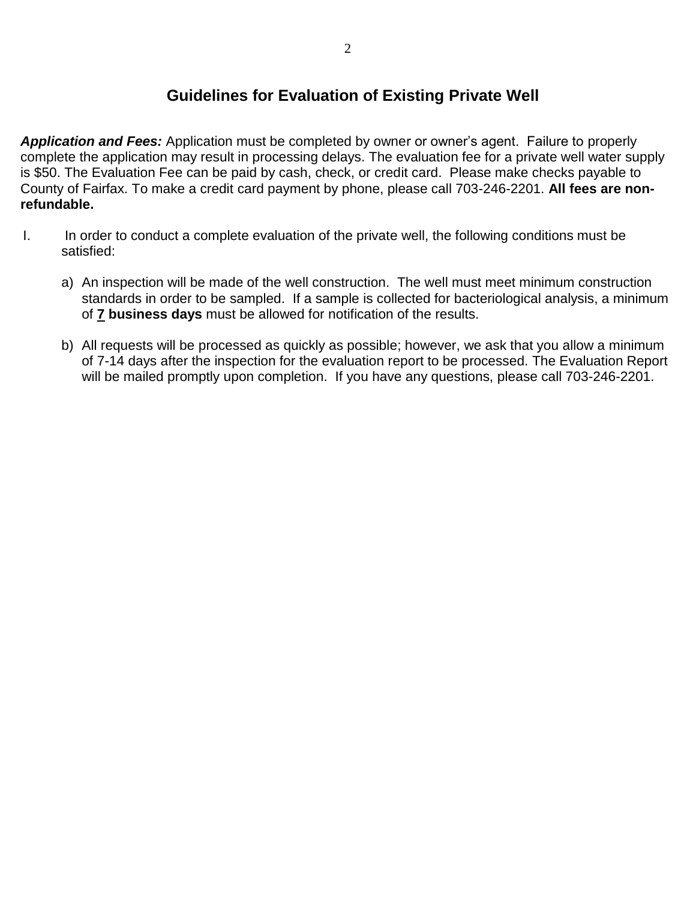## Guidelines for Evaluation of Existing Private Well

***Application and Fees:*** Application must be completed by owner or owner's agent. Failure to properly complete the application may result in processing delays. The evaluation fee for a private well water supply is $50. The Evaluation Fee can be paid by cash, check, or credit card. Please make checks payable to County of Fairfax. To make a credit card payment by phone, please call 703-246-2201. **All fees are non-refundable.**

I. In order to conduct a complete evaluation of the private well, the following conditions must be satisfied:

   a) An inspection will be made of the well construction. The well must meet minimum construction standards in order to be sampled. If a sample is collected for bacteriological analysis, a minimum of **7 business days** must be allowed for notification of the results.

   b) All requests will be processed as quickly as possible; however, we ask that you allow a minimum of 7-14 days after the inspection for the evaluation report to be processed. The Evaluation Report will be mailed promptly upon completion. If you have any questions, please call 703-246-2201.